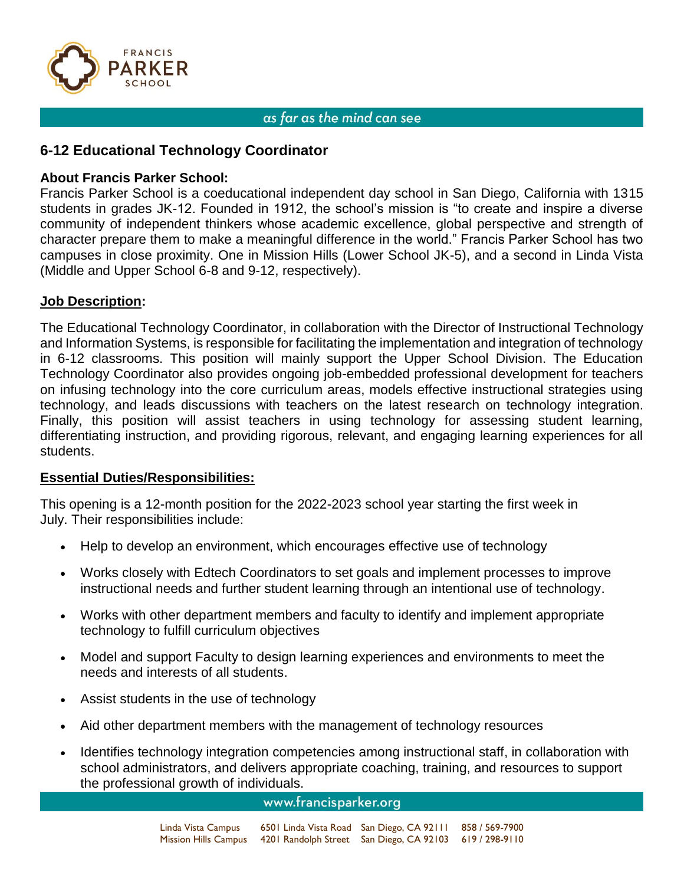FRANCIS PARKER SCHOOL

*as far as the mind can see*

## 6-12 Educational Technology Coordinator

**About Francis Parker School:**
Francis Parker School is a coeducational independent day school in San Diego, California with 1315 students in grades JK-12. Founded in 1912, the school's mission is "to create and inspire a diverse community of independent thinkers whose academic excellence, global perspective and strength of character prepare them to make a meaningful difference in the world." Francis Parker School has two campuses in close proximity. One in Mission Hills (Lower School JK-5), and a second in Linda Vista (Middle and Upper School 6-8 and 9-12, respectively).

**Job Description:**

The Educational Technology Coordinator, in collaboration with the Director of Instructional Technology and Information Systems, is responsible for facilitating the implementation and integration of technology in 6-12 classrooms. This position will mainly support the Upper School Division. The Education Technology Coordinator also provides ongoing job-embedded professional development for teachers on infusing technology into the core curriculum areas, models effective instructional strategies using technology, and leads discussions with teachers on the latest research on technology integration. Finally, this position will assist teachers in using technology for assessing student learning, differentiating instruction, and providing rigorous, relevant, and engaging learning experiences for all students.

**Essential Duties/Responsibilities:**

This opening is a 12-month position for the 2022-2023 school year starting the first week in July. Their responsibilities include:

- Help to develop an environment, which encourages effective use of technology
- Works closely with Edtech Coordinators to set goals and implement processes to improve instructional needs and further student learning through an intentional use of technology.
- Works with other department members and faculty to identify and implement appropriate technology to fulfill curriculum objectives
- Model and support Faculty to design learning experiences and environments to meet the needs and interests of all students.
- Assist students in the use of technology
- Aid other department members with the management of technology resources
- Identifies technology integration competencies among instructional staff, in collaboration with school administrators, and delivers appropriate coaching, training, and resources to support the professional growth of individuals.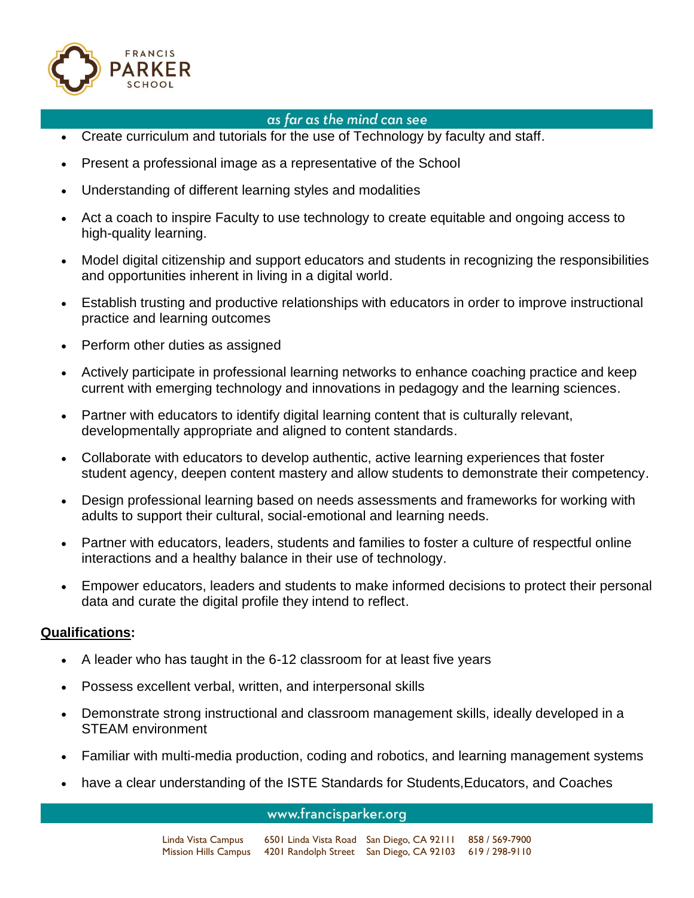- Create curriculum and tutorials for the use of Technology by faculty and staff.
- Present a professional image as a representative of the School
- Understanding of different learning styles and modalities
- Act a coach to inspire Faculty to use technology to create equitable and ongoing access to high-quality learning.
- Model digital citizenship and support educators and students in recognizing the responsibilities and opportunities inherent in living in a digital world.
- Establish trusting and productive relationships with educators in order to improve instructional practice and learning outcomes
- Perform other duties as assigned
- Actively participate in professional learning networks to enhance coaching practice and keep current with emerging technology and innovations in pedagogy and the learning sciences.
- Partner with educators to identify digital learning content that is culturally relevant, developmentally appropriate and aligned to content standards.
- Collaborate with educators to develop authentic, active learning experiences that foster student agency, deepen content mastery and allow students to demonstrate their competency.
- Design professional learning based on needs assessments and frameworks for working with adults to support their cultural, social-emotional and learning needs.
- Partner with educators, leaders, students and families to foster a culture of respectful online interactions and a healthy balance in their use of technology.
- Empower educators, leaders and students to make informed decisions to protect their personal data and curate the digital profile they intend to reflect.

**Qualifications:**

- A leader who has taught in the 6-12 classroom for at least five years
- Possess excellent verbal, written, and interpersonal skills
- Demonstrate strong instructional and classroom management skills, ideally developed in a STEAM environment
- Familiar with multi-media production, coding and robotics, and learning management systems
- have a clear understanding of the ISTE Standards for Students,Educators, and Coaches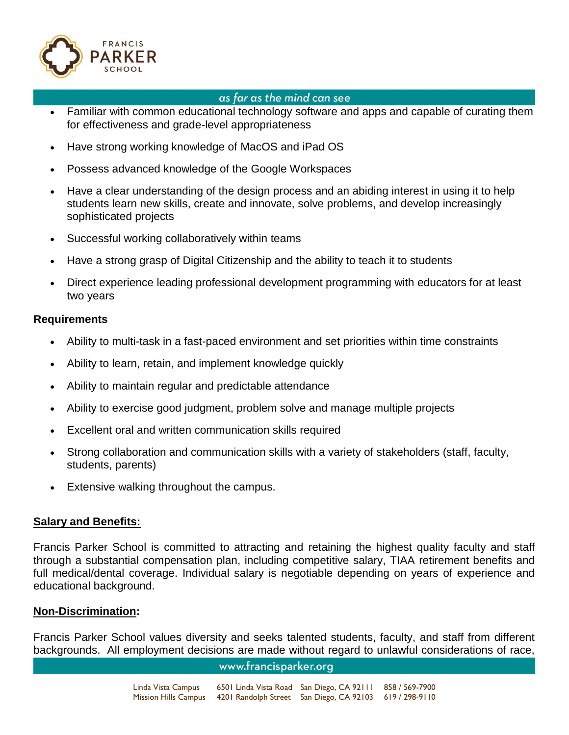- Familiar with common educational technology software and apps and capable of curating them for effectiveness and grade-level appropriateness
- Have strong working knowledge of MacOS and iPad OS
- Possess advanced knowledge of the Google Workspaces
- Have a clear understanding of the design process and an abiding interest in using it to help students learn new skills, create and innovate, solve problems, and develop increasingly sophisticated projects
- Successful working collaboratively within teams
- Have a strong grasp of Digital Citizenship and the ability to teach it to students
- Direct experience leading professional development programming with educators for at least two years

**Requirements**

- Ability to multi-task in a fast-paced environment and set priorities within time constraints
- Ability to learn, retain, and implement knowledge quickly
- Ability to maintain regular and predictable attendance
- Ability to exercise good judgment, problem solve and manage multiple projects
- Excellent oral and written communication skills required
- Strong collaboration and communication skills with a variety of stakeholders (staff, faculty, students, parents)
- Extensive walking throughout the campus.

**Salary and Benefits:**

Francis Parker School is committed to attracting and retaining the highest quality faculty and staff through a substantial compensation plan, including competitive salary, TIAA retirement benefits and full medical/dental coverage. Individual salary is negotiable depending on years of experience and educational background.

**Non-Discrimination:**

Francis Parker School values diversity and seeks talented students, faculty, and staff from different backgrounds. All employment decisions are made without regard to unlawful considerations of race,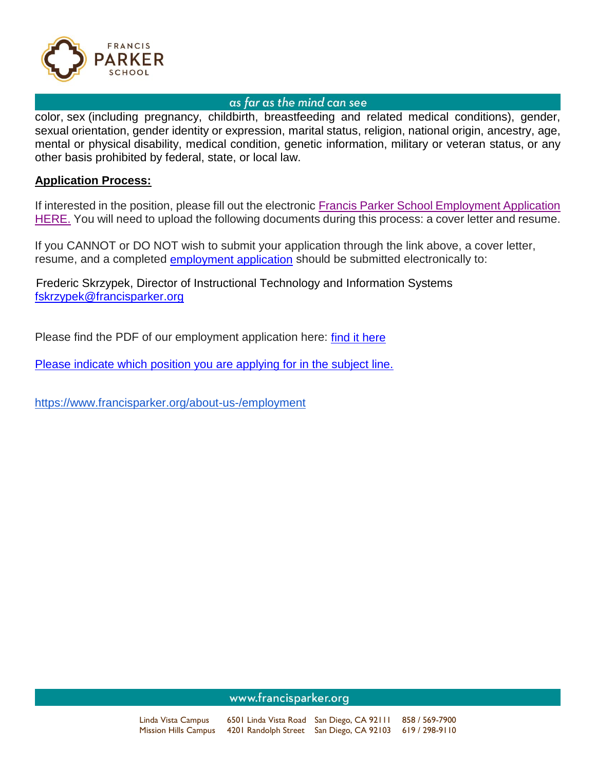color, sex (including pregnancy, childbirth, breastfeeding and related medical conditions), gender, sexual orientation, gender identity or expression, marital status, religion, national origin, ancestry, age, mental or physical disability, medical condition, genetic information, military or veteran status, or any other basis prohibited by federal, state, or local law.

**Application Process:**

If interested in the position, please fill out the electronic Francis Parker School Employment Application HERE. You will need to upload the following documents during this process: a cover letter and resume.

If you CANNOT or DO NOT wish to submit your application through the link above, a cover letter, resume, and a completed employment application should be submitted electronically to:

Frederic Skrzypek, Director of Instructional Technology and Information Systems
fskrzypek@francisparker.org

Please find the PDF of our employment application here: find it here

Please indicate which position you are applying for in the subject line.

https://www.francisparker.org/about-us-/employment